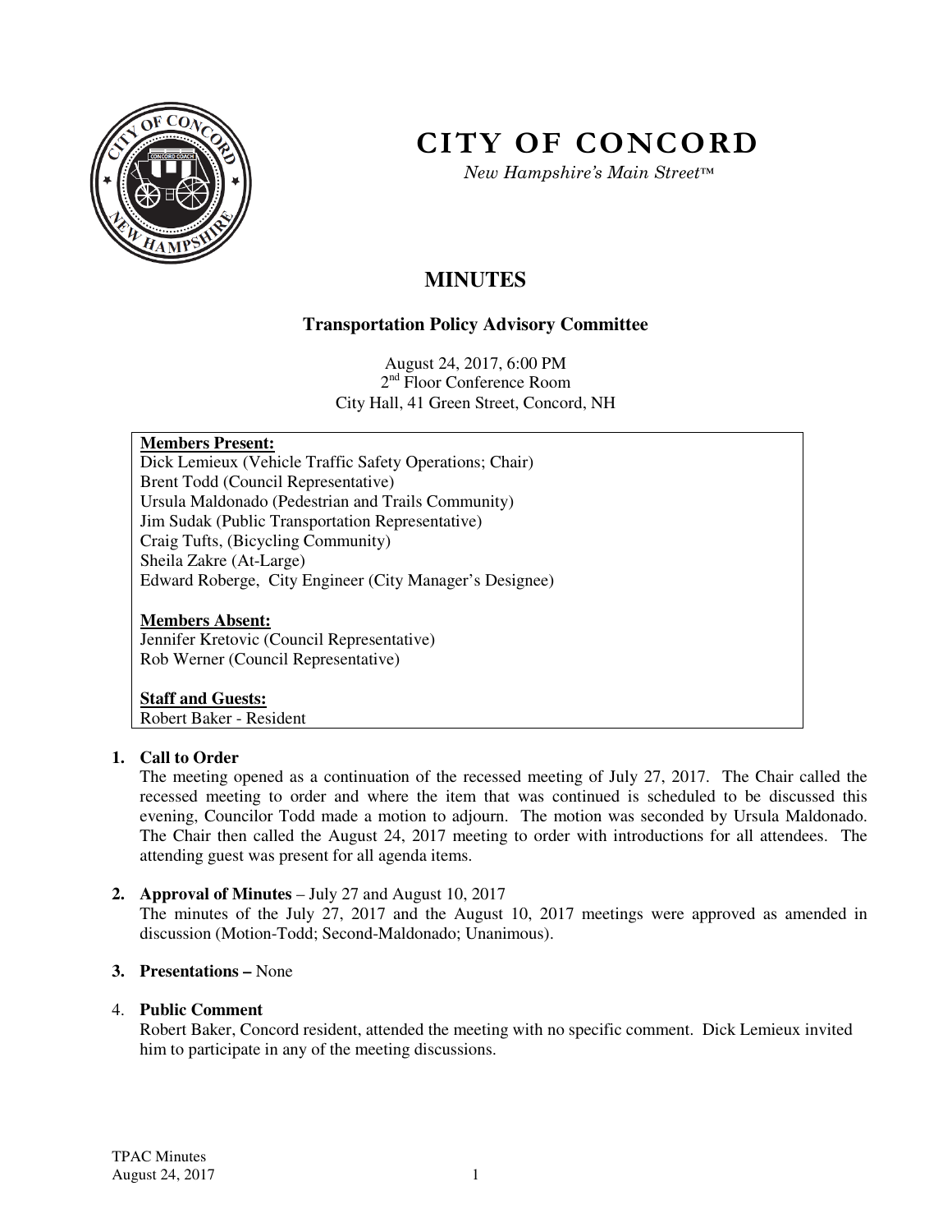# CITY OF CONCORD

*New Hampshire's Main Street™*

## MINUTES

### Transportation Policy Advisory Committee

August 24, 2017, 6:00 PM
2nd Floor Conference Room
City Hall, 41 Green Street, Concord, NH

**Members Present:**
Dick Lemieux (Vehicle Traffic Safety Operations; Chair)
Brent Todd (Council Representative)
Ursula Maldonado (Pedestrian and Trails Community)
Jim Sudak (Public Transportation Representative)
Craig Tufts, (Bicycling Community)
Sheila Zakre (At-Large)
Edward Roberge, City Engineer (City Manager's Designee)

**Members Absent:**
Jennifer Kretovic (Council Representative)
Rob Werner (Council Representative)

**Staff and Guests:**
Robert Baker - Resident

1. **Call to Order**
   The meeting opened as a continuation of the recessed meeting of July 27, 2017. The Chair called the recessed meeting to order and where the item that was continued is scheduled to be discussed this evening, Councilor Todd made a motion to adjourn. The motion was seconded by Ursula Maldonado. The Chair then called the August 24, 2017 meeting to order with introductions for all attendees. The attending guest was present for all agenda items.

2. **Approval of Minutes** – July 27 and August 10, 2017
   The minutes of the July 27, 2017 and the August 10, 2017 meetings were approved as amended in discussion (Motion-Todd; Second-Maldonado; Unanimous).

3. **Presentations –** None

4. **Public Comment**
   Robert Baker, Concord resident, attended the meeting with no specific comment. Dick Lemieux invited him to participate in any of the meeting discussions.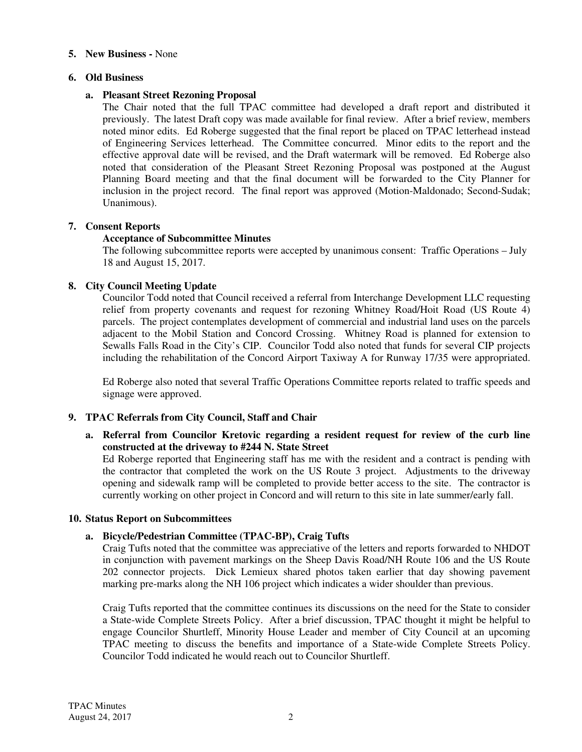**5. New Business -** None

**6. Old Business**

**a. Pleasant Street Rezoning Proposal**

The Chair noted that the full TPAC committee had developed a draft report and distributed it previously. The latest Draft copy was made available for final review. After a brief review, members noted minor edits. Ed Roberge suggested that the final report be placed on TPAC letterhead instead of Engineering Services letterhead. The Committee concurred. Minor edits to the report and the effective approval date will be revised, and the Draft watermark will be removed. Ed Roberge also noted that consideration of the Pleasant Street Rezoning Proposal was postponed at the August Planning Board meeting and that the final document will be forwarded to the City Planner for inclusion in the project record. The final report was approved (Motion-Maldonado; Second-Sudak; Unanimous).

**7. Consent Reports**

**Acceptance of Subcommittee Minutes**

The following subcommittee reports were accepted by unanimous consent: Traffic Operations – July 18 and August 15, 2017.

**8. City Council Meeting Update**

Councilor Todd noted that Council received a referral from Interchange Development LLC requesting relief from property covenants and request for rezoning Whitney Road/Hoit Road (US Route 4) parcels. The project contemplates development of commercial and industrial land uses on the parcels adjacent to the Mobil Station and Concord Crossing. Whitney Road is planned for extension to Sewalls Falls Road in the City's CIP. Councilor Todd also noted that funds for several CIP projects including the rehabilitation of the Concord Airport Taxiway A for Runway 17/35 were appropriated.

Ed Roberge also noted that several Traffic Operations Committee reports related to traffic speeds and signage were approved.

**9. TPAC Referrals from City Council, Staff and Chair**

**a. Referral from Councilor Kretovic regarding a resident request for review of the curb line constructed at the driveway to #244 N. State Street**

Ed Roberge reported that Engineering staff has me with the resident and a contract is pending with the contractor that completed the work on the US Route 3 project. Adjustments to the driveway opening and sidewalk ramp will be completed to provide better access to the site. The contractor is currently working on other project in Concord and will return to this site in late summer/early fall.

**10. Status Report on Subcommittees**

**a. Bicycle/Pedestrian Committee (TPAC-BP), Craig Tufts**

Craig Tufts noted that the committee was appreciative of the letters and reports forwarded to NHDOT in conjunction with pavement markings on the Sheep Davis Road/NH Route 106 and the US Route 202 connector projects. Dick Lemieux shared photos taken earlier that day showing pavement marking pre-marks along the NH 106 project which indicates a wider shoulder than previous.

Craig Tufts reported that the committee continues its discussions on the need for the State to consider a State-wide Complete Streets Policy. After a brief discussion, TPAC thought it might be helpful to engage Councilor Shurtleff, Minority House Leader and member of City Council at an upcoming TPAC meeting to discuss the benefits and importance of a State-wide Complete Streets Policy. Councilor Todd indicated he would reach out to Councilor Shurtleff.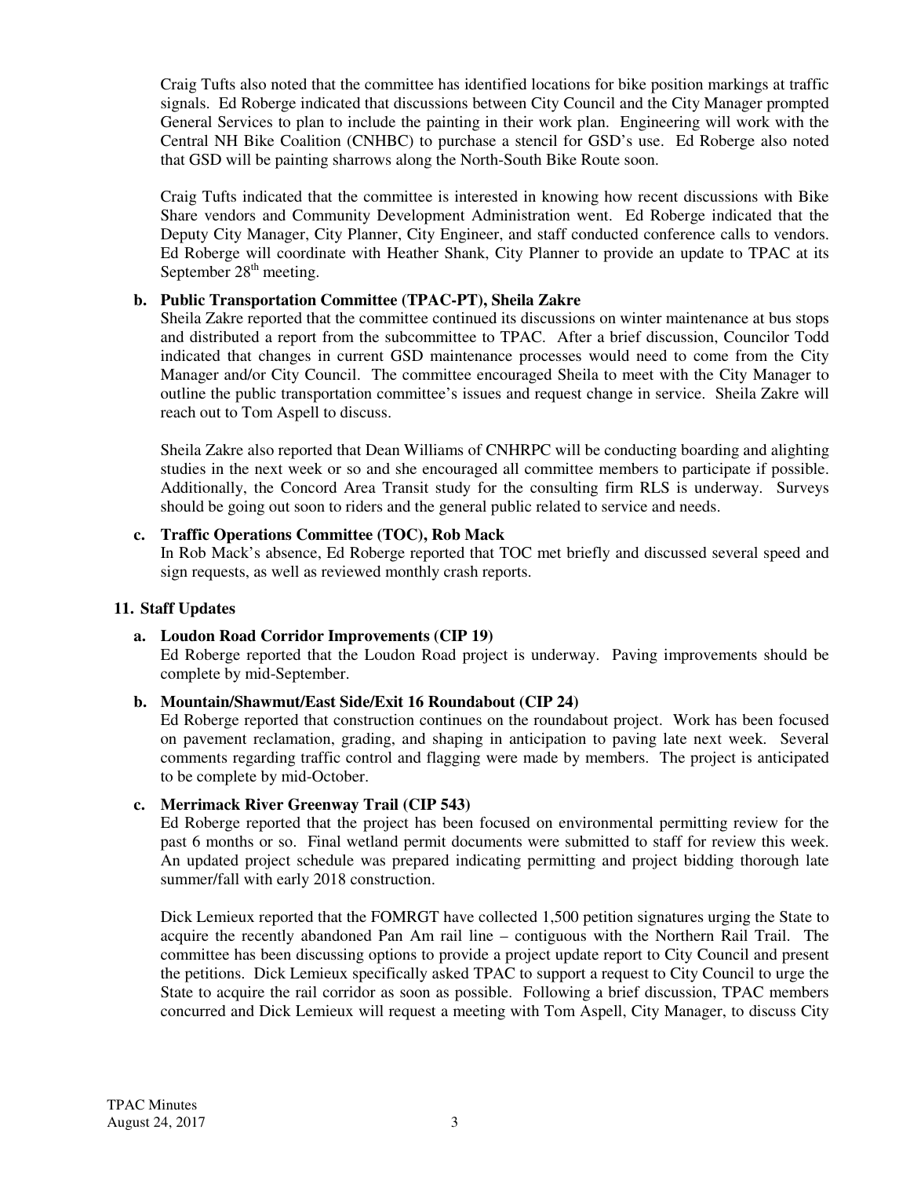Craig Tufts also noted that the committee has identified locations for bike position markings at traffic signals. Ed Roberge indicated that discussions between City Council and the City Manager prompted General Services to plan to include the painting in their work plan. Engineering will work with the Central NH Bike Coalition (CNHBC) to purchase a stencil for GSD's use. Ed Roberge also noted that GSD will be painting sharrows along the North-South Bike Route soon.

Craig Tufts indicated that the committee is interested in knowing how recent discussions with Bike Share vendors and Community Development Administration went. Ed Roberge indicated that the Deputy City Manager, City Planner, City Engineer, and staff conducted conference calls to vendors. Ed Roberge will coordinate with Heather Shank, City Planner to provide an update to TPAC at its September 28th meeting.

**b. Public Transportation Committee (TPAC-PT), Sheila Zakre**

Sheila Zakre reported that the committee continued its discussions on winter maintenance at bus stops and distributed a report from the subcommittee to TPAC. After a brief discussion, Councilor Todd indicated that changes in current GSD maintenance processes would need to come from the City Manager and/or City Council. The committee encouraged Sheila to meet with the City Manager to outline the public transportation committee's issues and request change in service. Sheila Zakre will reach out to Tom Aspell to discuss.

Sheila Zakre also reported that Dean Williams of CNHRPC will be conducting boarding and alighting studies in the next week or so and she encouraged all committee members to participate if possible. Additionally, the Concord Area Transit study for the consulting firm RLS is underway. Surveys should be going out soon to riders and the general public related to service and needs.

**c. Traffic Operations Committee (TOC), Rob Mack**

In Rob Mack's absence, Ed Roberge reported that TOC met briefly and discussed several speed and sign requests, as well as reviewed monthly crash reports.

## 11. Staff Updates

**a. Loudon Road Corridor Improvements (CIP 19)**

Ed Roberge reported that the Loudon Road project is underway. Paving improvements should be complete by mid-September.

**b. Mountain/Shawmut/East Side/Exit 16 Roundabout (CIP 24)**

Ed Roberge reported that construction continues on the roundabout project. Work has been focused on pavement reclamation, grading, and shaping in anticipation to paving late next week. Several comments regarding traffic control and flagging were made by members. The project is anticipated to be complete by mid-October.

**c. Merrimack River Greenway Trail (CIP 543)**

Ed Roberge reported that the project has been focused on environmental permitting review for the past 6 months or so. Final wetland permit documents were submitted to staff for review this week. An updated project schedule was prepared indicating permitting and project bidding thorough late summer/fall with early 2018 construction.

Dick Lemieux reported that the FOMRGT have collected 1,500 petition signatures urging the State to acquire the recently abandoned Pan Am rail line – contiguous with the Northern Rail Trail. The committee has been discussing options to provide a project update report to City Council and present the petitions. Dick Lemieux specifically asked TPAC to support a request to City Council to urge the State to acquire the rail corridor as soon as possible. Following a brief discussion, TPAC members concurred and Dick Lemieux will request a meeting with Tom Aspell, City Manager, to discuss City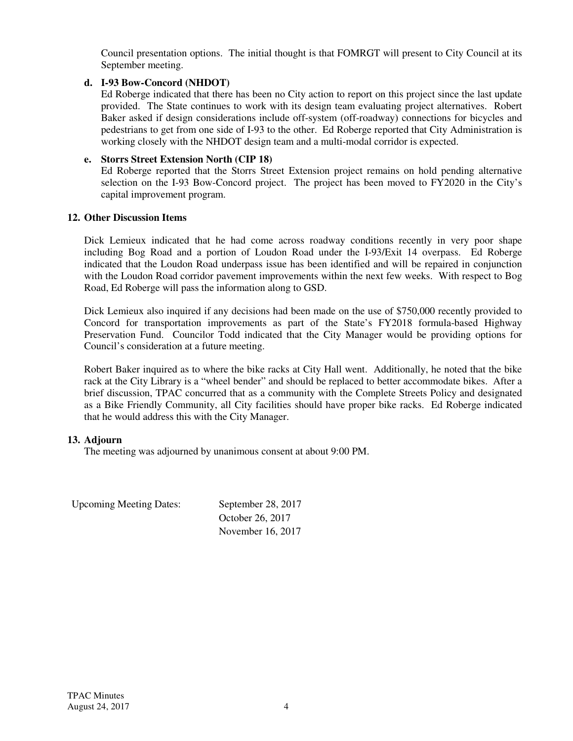Council presentation options. The initial thought is that FOMRGT will present to City Council at its September meeting.

**d. I-93 Bow-Concord (NHDOT)**

Ed Roberge indicated that there has been no City action to report on this project since the last update provided. The State continues to work with its design team evaluating project alternatives. Robert Baker asked if design considerations include off-system (off-roadway) connections for bicycles and pedestrians to get from one side of I-93 to the other. Ed Roberge reported that City Administration is working closely with the NHDOT design team and a multi-modal corridor is expected.

**e. Storrs Street Extension North (CIP 18)**

Ed Roberge reported that the Storrs Street Extension project remains on hold pending alternative selection on the I-93 Bow-Concord project. The project has been moved to FY2020 in the City's capital improvement program.

## 12. Other Discussion Items

Dick Lemieux indicated that he had come across roadway conditions recently in very poor shape including Bog Road and a portion of Loudon Road under the I-93/Exit 14 overpass. Ed Roberge indicated that the Loudon Road underpass issue has been identified and will be repaired in conjunction with the Loudon Road corridor pavement improvements within the next few weeks. With respect to Bog Road, Ed Roberge will pass the information along to GSD.

Dick Lemieux also inquired if any decisions had been made on the use of $750,000 recently provided to Concord for transportation improvements as part of the State's FY2018 formula-based Highway Preservation Fund. Councilor Todd indicated that the City Manager would be providing options for Council's consideration at a future meeting.

Robert Baker inquired as to where the bike racks at City Hall went. Additionally, he noted that the bike rack at the City Library is a "wheel bender" and should be replaced to better accommodate bikes. After a brief discussion, TPAC concurred that as a community with the Complete Streets Policy and designated as a Bike Friendly Community, all City facilities should have proper bike racks. Ed Roberge indicated that he would address this with the City Manager.

## 13. Adjourn

The meeting was adjourned by unanimous consent at about 9:00 PM.

Upcoming Meeting Dates: September 28, 2017
October 26, 2017
November 16, 2017